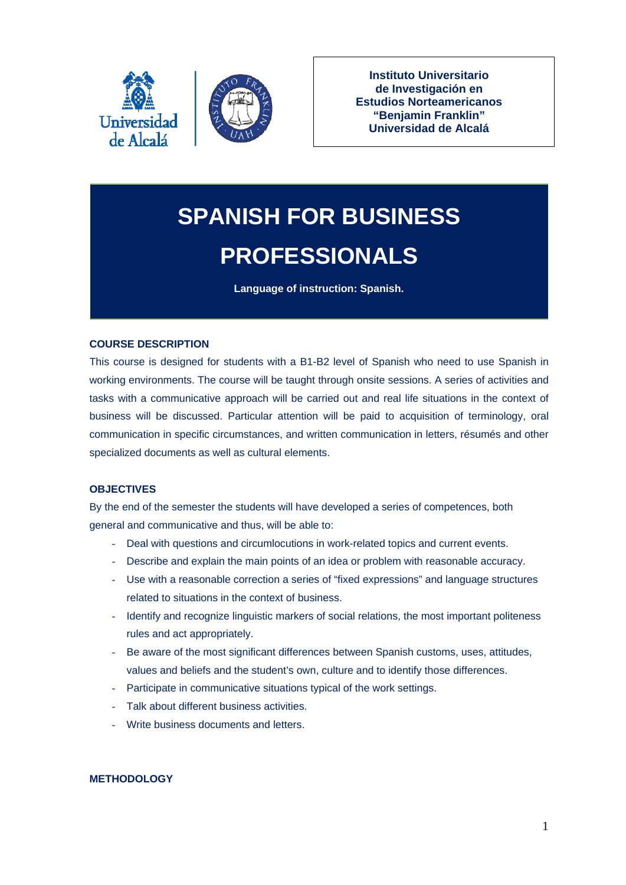**Instituto Universitario de Investigación en Estudios Norteamericanos "Benjamin Franklin" Universidad de Alcalá**

# SPANISH FOR BUSINESS PROFESSIONALS

**Language of instruction: Spanish.**

## COURSE DESCRIPTION

This course is designed for students with a B1-B2 level of Spanish who need to use Spanish in working environments. The course will be taught through onsite sessions. A series of activities and tasks with a communicative approach will be carried out and real life situations in the context of business will be discussed. Particular attention will be paid to acquisition of terminology, oral communication in specific circumstances, and written communication in letters, résumés and other specialized documents as well as cultural elements.

## OBJECTIVES

By the end of the semester the students will have developed a series of competences, both general and communicative and thus, will be able to:

- Deal with questions and circumlocutions in work-related topics and current events.
- Describe and explain the main points of an idea or problem with reasonable accuracy.
- Use with a reasonable correction a series of "fixed expressions" and language structures related to situations in the context of business.
- Identify and recognize linguistic markers of social relations, the most important politeness rules and act appropriately.
- Be aware of the most significant differences between Spanish customs, uses, attitudes, values and beliefs and the student's own, culture and to identify those differences.
- Participate in communicative situations typical of the work settings.
- Talk about different business activities.
- Write business documents and letters.

## METHODOLOGY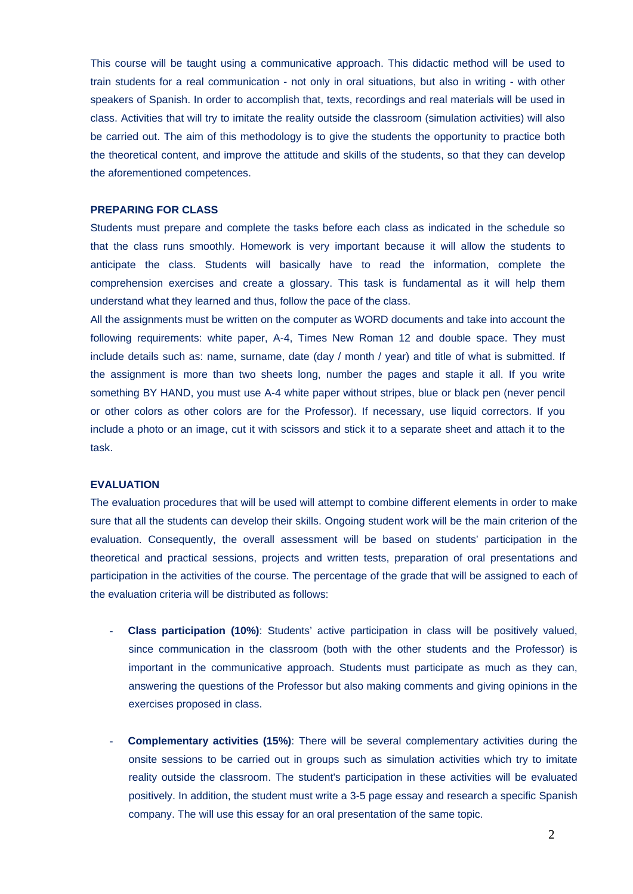This course will be taught using a communicative approach. This didactic method will be used to train students for a real communication - not only in oral situations, but also in writing - with other speakers of Spanish. In order to accomplish that, texts, recordings and real materials will be used in class. Activities that will try to imitate the reality outside the classroom (simulation activities) will also be carried out. The aim of this methodology is to give the students the opportunity to practice both the theoretical content, and improve the attitude and skills of the students, so that they can develop the aforementioned competences.

## PREPARING FOR CLASS

Students must prepare and complete the tasks before each class as indicated in the schedule so that the class runs smoothly. Homework is very important because it will allow the students to anticipate the class. Students will basically have to read the information, complete the comprehension exercises and create a glossary. This task is fundamental as it will help them understand what they learned and thus, follow the pace of the class.

All the assignments must be written on the computer as WORD documents and take into account the following requirements: white paper, A-4, Times New Roman 12 and double space. They must include details such as: name, surname, date (day / month / year) and title of what is submitted. If the assignment is more than two sheets long, number the pages and staple it all. If you write something BY HAND, you must use A-4 white paper without stripes, blue or black pen (never pencil or other colors as other colors are for the Professor). If necessary, use liquid correctors. If you include a photo or an image, cut it with scissors and stick it to a separate sheet and attach it to the task.

## EVALUATION

The evaluation procedures that will be used will attempt to combine different elements in order to make sure that all the students can develop their skills. Ongoing student work will be the main criterion of the evaluation. Consequently, the overall assessment will be based on students' participation in the theoretical and practical sessions, projects and written tests, preparation of oral presentations and participation in the activities of the course. The percentage of the grade that will be assigned to each of the evaluation criteria will be distributed as follows:

- **Class participation (10%)**: Students' active participation in class will be positively valued, since communication in the classroom (both with the other students and the Professor) is important in the communicative approach. Students must participate as much as they can, answering the questions of the Professor but also making comments and giving opinions in the exercises proposed in class.

- **Complementary activities (15%)**: There will be several complementary activities during the onsite sessions to be carried out in groups such as simulation activities which try to imitate reality outside the classroom. The student's participation in these activities will be evaluated positively. In addition, the student must write a 3-5 page essay and research a specific Spanish company. The will use this essay for an oral presentation of the same topic.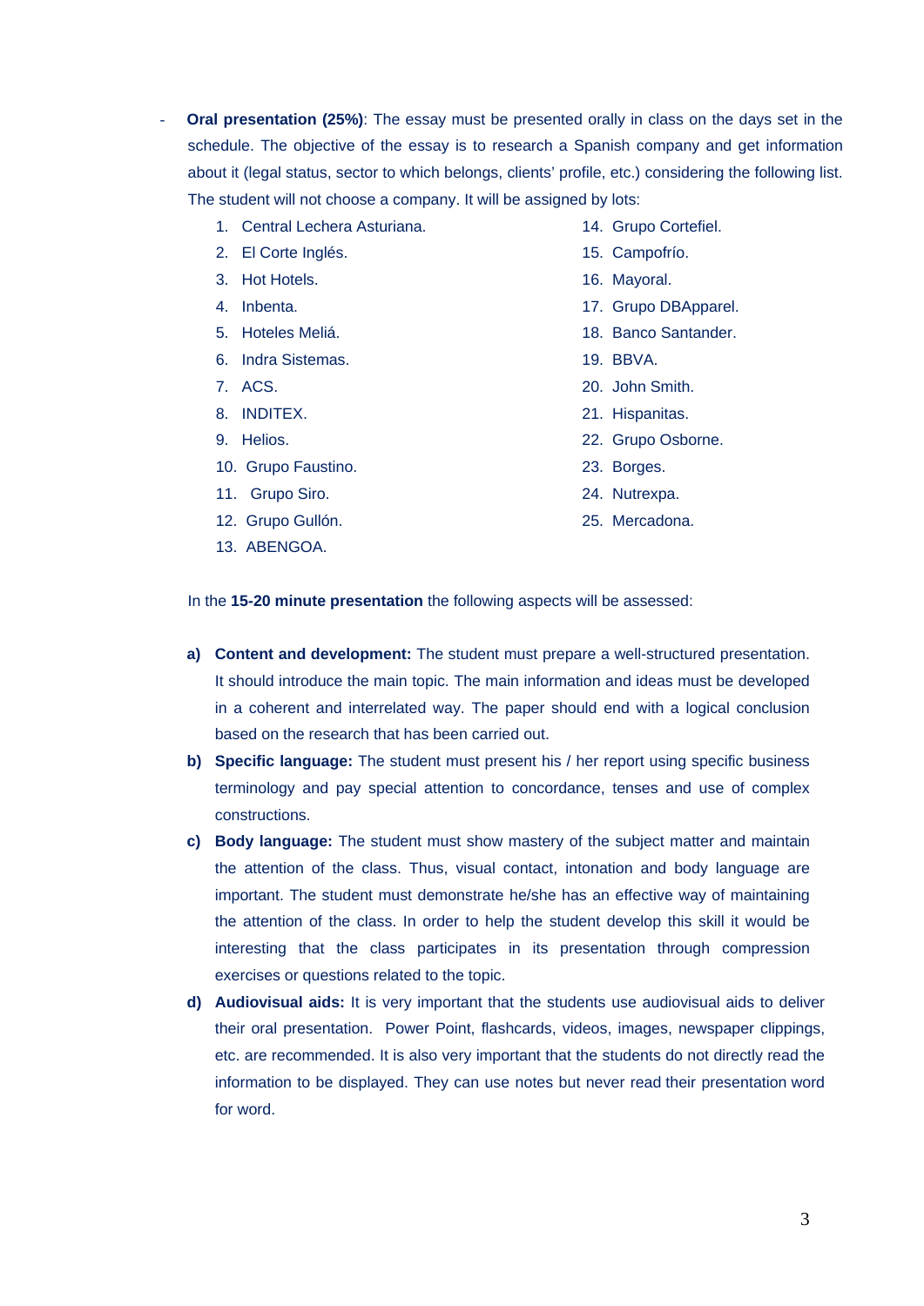- **Oral presentation (25%)**: The essay must be presented orally in class on the days set in the schedule. The objective of the essay is to research a Spanish company and get information about it (legal status, sector to which belongs, clients' profile, etc.) considering the following list. The student will not choose a company. It will be assigned by lots:

    1. Central Lechera Asturiana.
    2. El Corte Inglés.
    3. Hot Hotels.
    4. Inbenta.
    5. Hoteles Meliá.
    6. Indra Sistemas.
    7. ACS.
    8. INDITEX.
    9. Helios.
    10. Grupo Faustino.
    11. Grupo Siro.
    12. Grupo Gullón.
    13. ABENGOA.
    14. Grupo Cortefiel.
    15. Campofrío.
    16. Mayoral.
    17. Grupo DBApparel.
    18. Banco Santander.
    19. BBVA.
    20. John Smith.
    21. Hispanitas.
    22. Grupo Osborne.
    23. Borges.
    24. Nutrexpa.
    25. Mercadona.

  In the **15-20 minute presentation** the following aspects will be assessed:

  **a) Content and development:** The student must prepare a well-structured presentation. It should introduce the main topic. The main information and ideas must be developed in a coherent and interrelated way. The paper should end with a logical conclusion based on the research that has been carried out.

  **b) Specific language:** The student must present his / her report using specific business terminology and pay special attention to concordance, tenses and use of complex constructions.

  **c) Body language:** The student must show mastery of the subject matter and maintain the attention of the class. Thus, visual contact, intonation and body language are important. The student must demonstrate he/she has an effective way of maintaining the attention of the class. In order to help the student develop this skill it would be interesting that the class participates in its presentation through compression exercises or questions related to the topic.

  **d) Audiovisual aids:** It is very important that the students use audiovisual aids to deliver their oral presentation. Power Point, flashcards, videos, images, newspaper clippings, etc. are recommended. It is also very important that the students do not directly read the information to be displayed. They can use notes but never read their presentation word for word.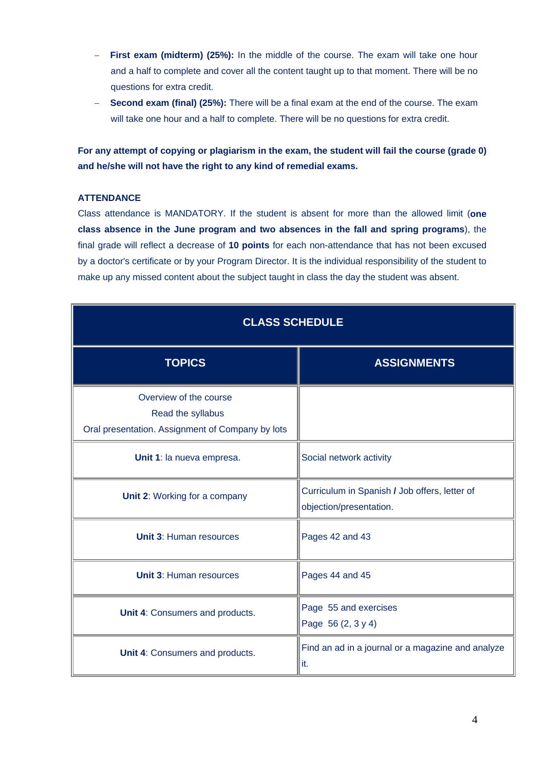- **First exam (midterm) (25%):** In the middle of the course. The exam will take one hour and a half to complete and cover all the content taught up to that moment. There will be no questions for extra credit.
- **Second exam (final) (25%):** There will be a final exam at the end of the course. The exam will take one hour and a half to complete. There will be no questions for extra credit.

**For any attempt of copying or plagiarism in the exam, the student will fail the course (grade 0) and he/she will not have the right to any kind of remedial exams.**

### ATTENDANCE

Class attendance is MANDATORY. If the student is absent for more than the allowed limit (**one class absence in the June program and two absences in the fall and spring programs**), the final grade will reflect a decrease of **10 points** for each non-attendance that has not been excused by a doctor's certificate or by your Program Director. It is the individual responsibility of the student to make up any missed content about the subject taught in class the day the student was absent.

| CLASS SCHEDULE | |
|---|---|
| **TOPICS** | **ASSIGNMENTS** |
| Overview of the course<br>Read the syllabus<br>Oral presentation. Assignment of Company by lots | |
| **Unit 1**: la nueva empresa. | Social network activity |
| **Unit 2**: Working for a company | Curriculum in Spanish **/** Job offers, letter of objection/presentation. |
| **Unit 3**: Human resources | Pages 42 and 43 |
| **Unit 3**: Human resources | Pages 44 and 45 |
| **Unit 4**: Consumers and products. | Page 55 and exercises<br>Page 56 (2, 3 y 4) |
| **Unit 4**: Consumers and products. | Find an ad in a journal or a magazine and analyze it. |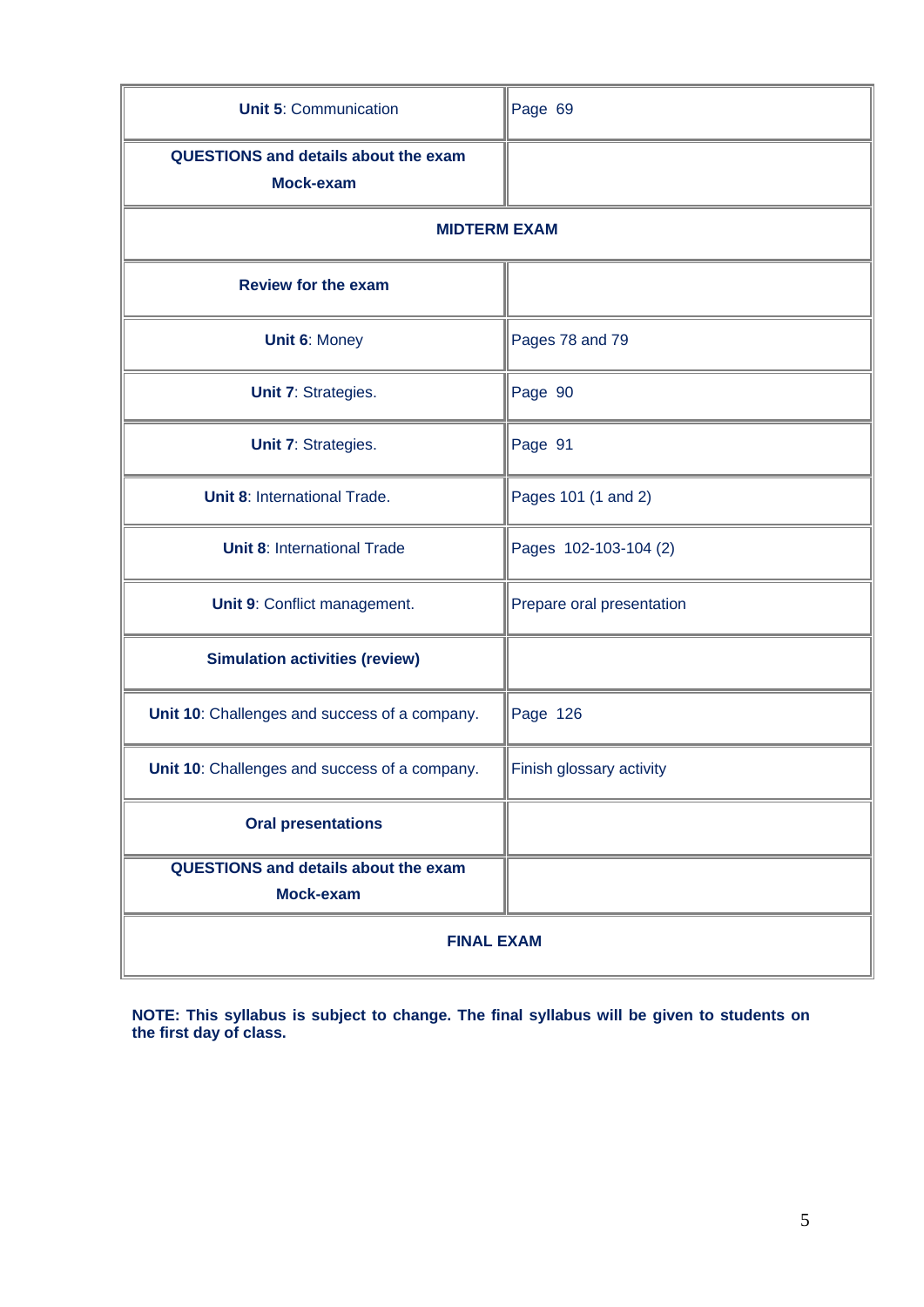| | |
|---|---|
| **Unit 5**: Communication | Page 69 |
| **QUESTIONS and details about the exam Mock-exam** | |
| **MIDTERM EXAM** | |
| **Review for the exam** | |
| **Unit 6**: Money | Pages 78 and 79 |
| **Unit 7**: Strategies. | Page 90 |
| **Unit 7**: Strategies. | Page 91 |
| **Unit 8**: International Trade. | Pages 101 (1 and 2) |
| **Unit 8**: International Trade | Pages 102-103-104 (2) |
| **Unit 9**: Conflict management. | Prepare oral presentation |
| **Simulation activities (review)** | |
| **Unit 10**: Challenges and success of a company. | Page 126 |
| **Unit 10**: Challenges and success of a company. | Finish glossary activity |
| **Oral presentations** | |
| **QUESTIONS and details about the exam Mock-exam** | |
| **FINAL EXAM** | |

**NOTE: This syllabus is subject to change. The final syllabus will be given to students on the first day of class.**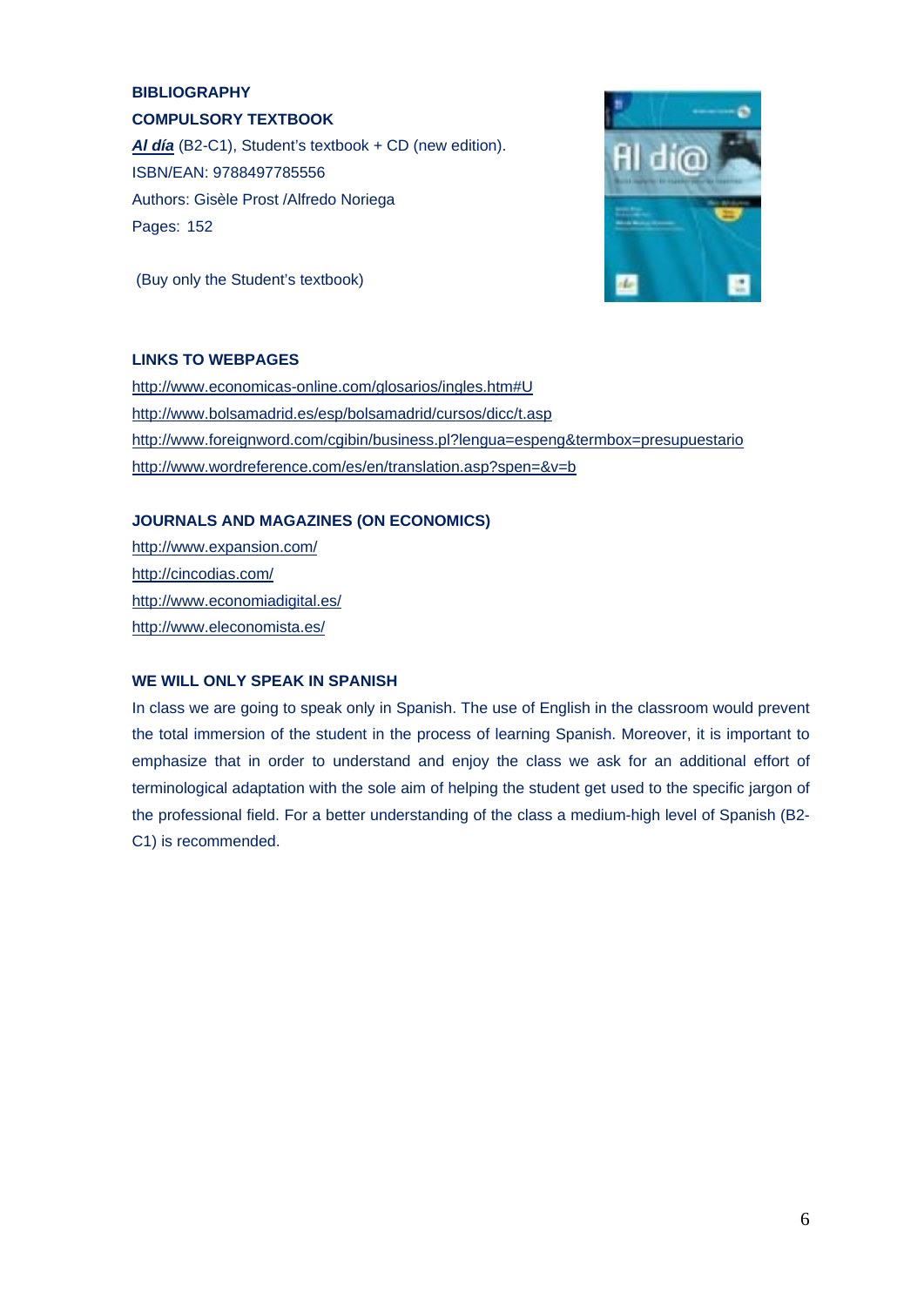## BIBLIOGRAPHY

### COMPULSORY TEXTBOOK

***Al día*** (B2-C1), Student's textbook + CD (new edition).
ISBN/EAN: 9788497785556
Authors: Gisèle Prost /Alfredo Noriega
Pages: 152

(Buy only the Student's textbook)

### LINKS TO WEBPAGES

http://www.economicas-online.com/glosarios/ingles.htm#U
http://www.bolsamadrid.es/esp/bolsamadrid/cursos/dicc/t.asp
http://www.foreignword.com/cgibin/business.pl?lengua=espeng&termbox=presupuestario
http://www.wordreference.com/es/en/translation.asp?spen=&v=b

### JOURNALS AND MAGAZINES (ON ECONOMICS)

http://www.expansion.com/
http://cincodias.com/
http://www.economiadigital.es/
http://www.eleconomista.es/

### WE WILL ONLY SPEAK IN SPANISH

In class we are going to speak only in Spanish. The use of English in the classroom would prevent the total immersion of the student in the process of learning Spanish. Moreover, it is important to emphasize that in order to understand and enjoy the class we ask for an additional effort of terminological adaptation with the sole aim of helping the student get used to the specific jargon of the professional field. For a better understanding of the class a medium-high level of Spanish (B2-C1) is recommended.